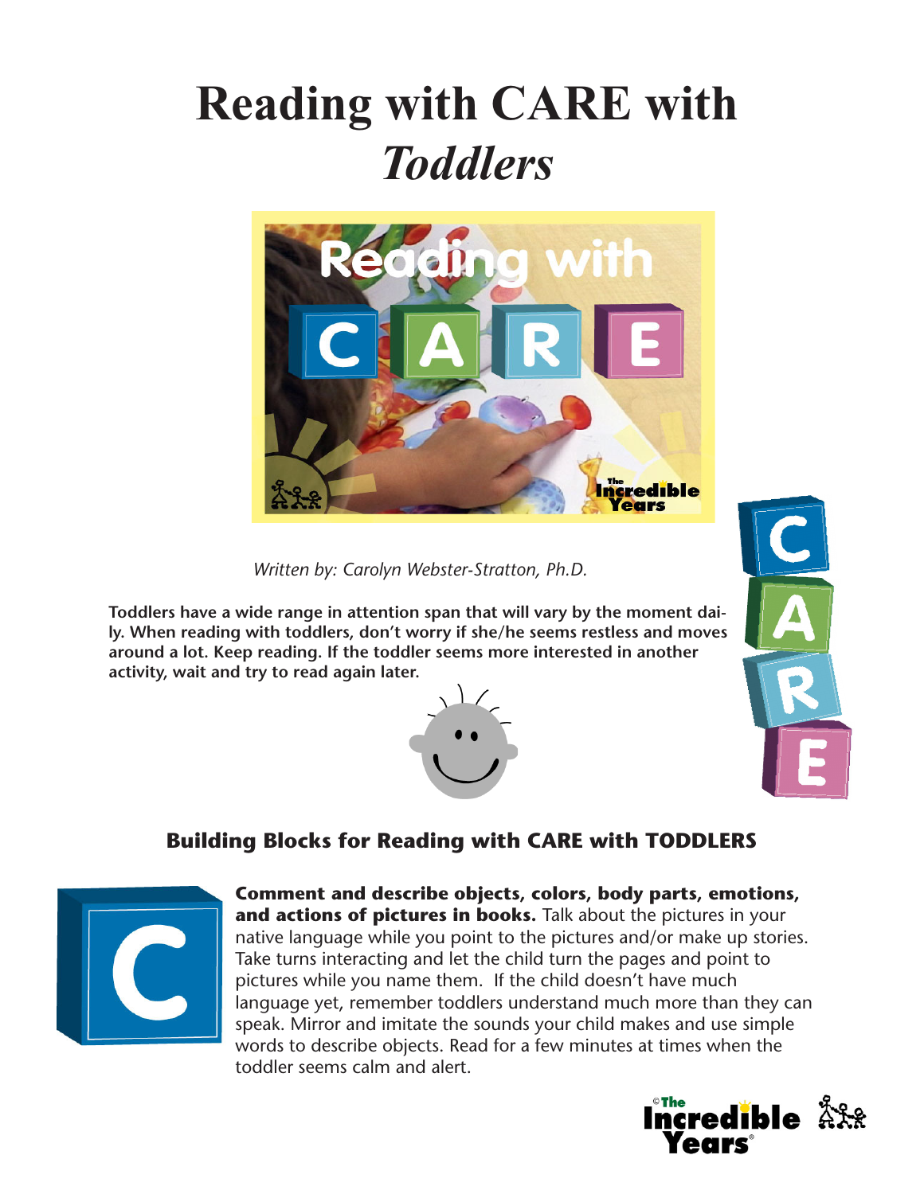# Reading with CARE with *Toddlers*

*Written by: Carolyn Webster-Stratton, Ph.D.*

**Toddlers have a wide range in attention span that will vary by the moment daily. When reading with toddlers, don't worry if she/he seems restless and moves around a lot. Keep reading. If the toddler seems more interested in another activity, wait and try to read again later.**

## Building Blocks for Reading with CARE with TODDLERS

**C**

**Comment and describe objects, colors, body parts, emotions, and actions of pictures in books.** Talk about the pictures in your native language while you point to the pictures and/or make up stories. Take turns interacting and let the child turn the pages and point to pictures while you name them. If the child doesn't have much language yet, remember toddlers understand much more than they can speak. Mirror and imitate the sounds your child makes and use simple words to describe objects. Read for a few minutes at times when the toddler seems calm and alert.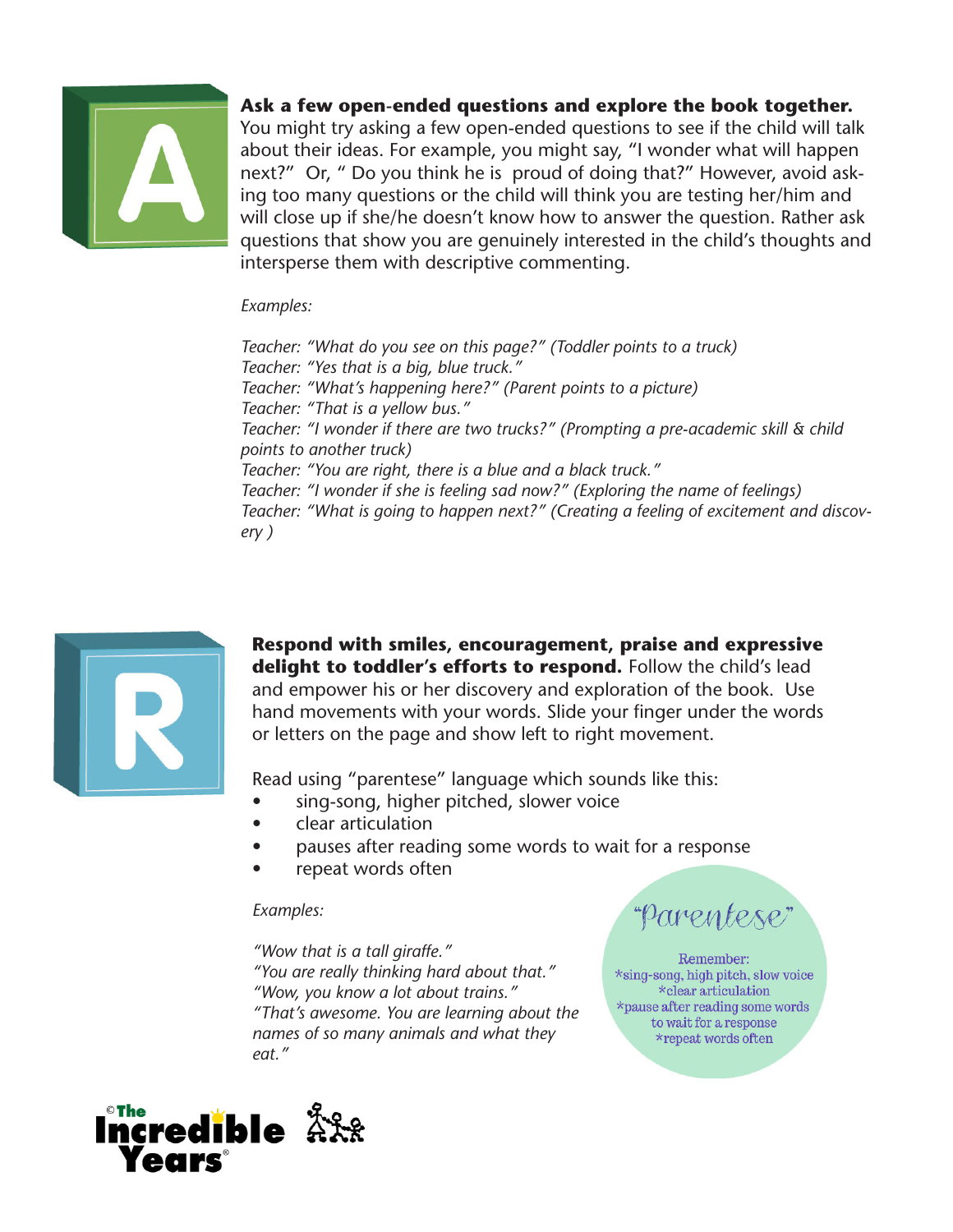**Ask a few open-ended questions and explore the book together.** You might try asking a few open-ended questions to see if the child will talk about their ideas. For example, you might say, "I wonder what will happen next?" Or, " Do you think he is proud of doing that?" However, avoid asking too many questions or the child will think you are testing her/him and will close up if she/he doesn't know how to answer the question. Rather ask questions that show you are genuinely interested in the child's thoughts and intersperse them with descriptive commenting.

*Examples:*

*Teacher: "What do you see on this page?" (Toddler points to a truck)*
*Teacher: "Yes that is a big, blue truck."*
*Teacher: "What's happening here?" (Parent points to a picture)*
*Teacher: "That is a yellow bus."*
*Teacher: "I wonder if there are two trucks?" (Prompting a pre-academic skill & child points to another truck)*
*Teacher: "You are right, there is a blue and a black truck."*
*Teacher: "I wonder if she is feeling sad now?" (Exploring the name of feelings)*
*Teacher: "What is going to happen next?" (Creating a feeling of excitement and discovery )*

**Respond with smiles, encouragement, praise and expressive delight to toddler's efforts to respond.** Follow the child's lead and empower his or her discovery and exploration of the book. Use hand movements with your words. Slide your finger under the words or letters on the page and show left to right movement.

Read using "parentese" language which sounds like this:

- sing-song, higher pitched, slower voice
- clear articulation
- pauses after reading some words to wait for a response
- repeat words often

*Examples:*

*"Wow that is a tall giraffe."*
*"You are really thinking hard about that."*
*"Wow, you know a lot about trains."*
*"That's awesome. You are learning about the names of so many animals and what they eat."*

"Parentese"

Remember:
*sing-song, high pitch, slow voice
*clear articulation
*pause after reading some words to wait for a response
*repeat words often

©The Incredible Years®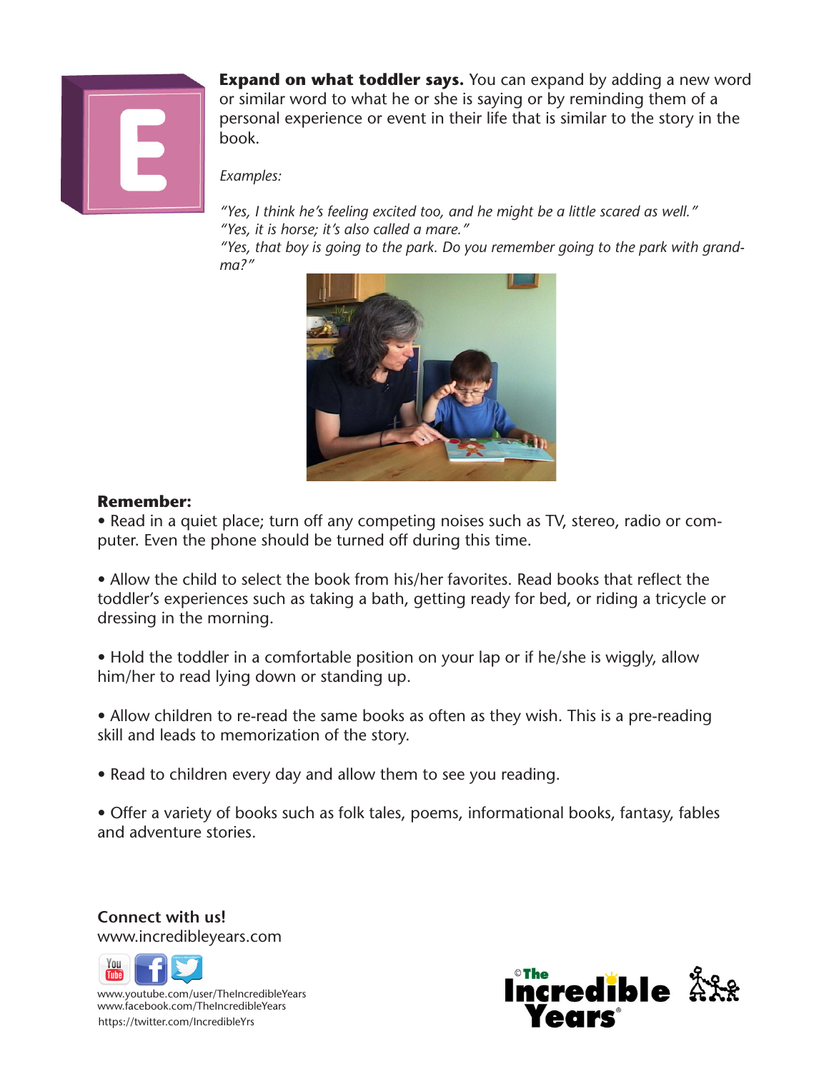**E**

**Expand on what toddler says.** You can expand by adding a new word or similar word to what he or she is saying or by reminding them of a personal experience or event in their life that is similar to the story in the book.

*Examples:*

*"Yes, I think he's feeling excited too, and he might be a little scared as well."*
*"Yes, it is horse; it's also called a mare."*
*"Yes, that boy is going to the park. Do you remember going to the park with grandma?"*

**Remember:**

- Read in a quiet place; turn off any competing noises such as TV, stereo, radio or computer. Even the phone should be turned off during this time.

- Allow the child to select the book from his/her favorites. Read books that reflect the toddler's experiences such as taking a bath, getting ready for bed, or riding a tricycle or dressing in the morning.

- Hold the toddler in a comfortable position on your lap or if he/she is wiggly, allow him/her to read lying down or standing up.

- Allow children to re-read the same books as often as they wish. This is a pre-reading skill and leads to memorization of the story.

- Read to children every day and allow them to see you reading.

- Offer a variety of books such as folk tales, poems, informational books, fantasy, fables and adventure stories.

**Connect with us!**
www.incredibleyears.com

www.youtube.com/user/TheIncredibleYears
www.facebook.com/TheIncredibleYears
https://twitter.com/IncredibleYrs

©The Incredible Years®